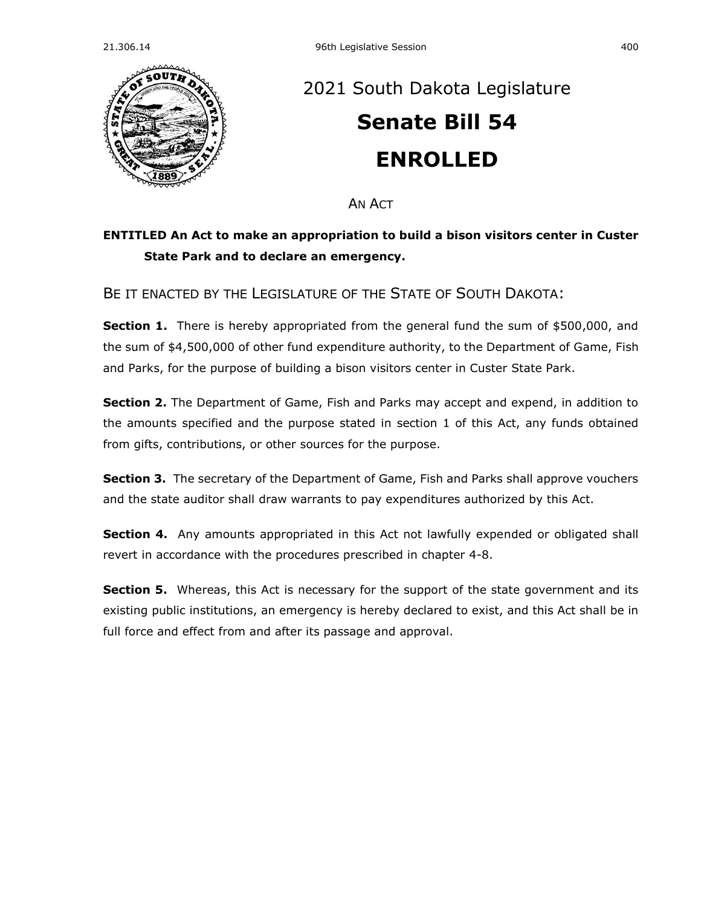# 2021 South Dakota Legislature

# Senate Bill 54

# ENROLLED

AN ACT

**ENTITLED An Act to make an appropriation to build a bison visitors center in Custer State Park and to declare an emergency.**

BE IT ENACTED BY THE LEGISLATURE OF THE STATE OF SOUTH DAKOTA:

**Section 1.** There is hereby appropriated from the general fund the sum of $500,000, and the sum of $4,500,000 of other fund expenditure authority, to the Department of Game, Fish and Parks, for the purpose of building a bison visitors center in Custer State Park.

**Section 2.** The Department of Game, Fish and Parks may accept and expend, in addition to the amounts specified and the purpose stated in section 1 of this Act, any funds obtained from gifts, contributions, or other sources for the purpose.

**Section 3.** The secretary of the Department of Game, Fish and Parks shall approve vouchers and the state auditor shall draw warrants to pay expenditures authorized by this Act.

**Section 4.** Any amounts appropriated in this Act not lawfully expended or obligated shall revert in accordance with the procedures prescribed in chapter 4-8.

**Section 5.** Whereas, this Act is necessary for the support of the state government and its existing public institutions, an emergency is hereby declared to exist, and this Act shall be in full force and effect from and after its passage and approval.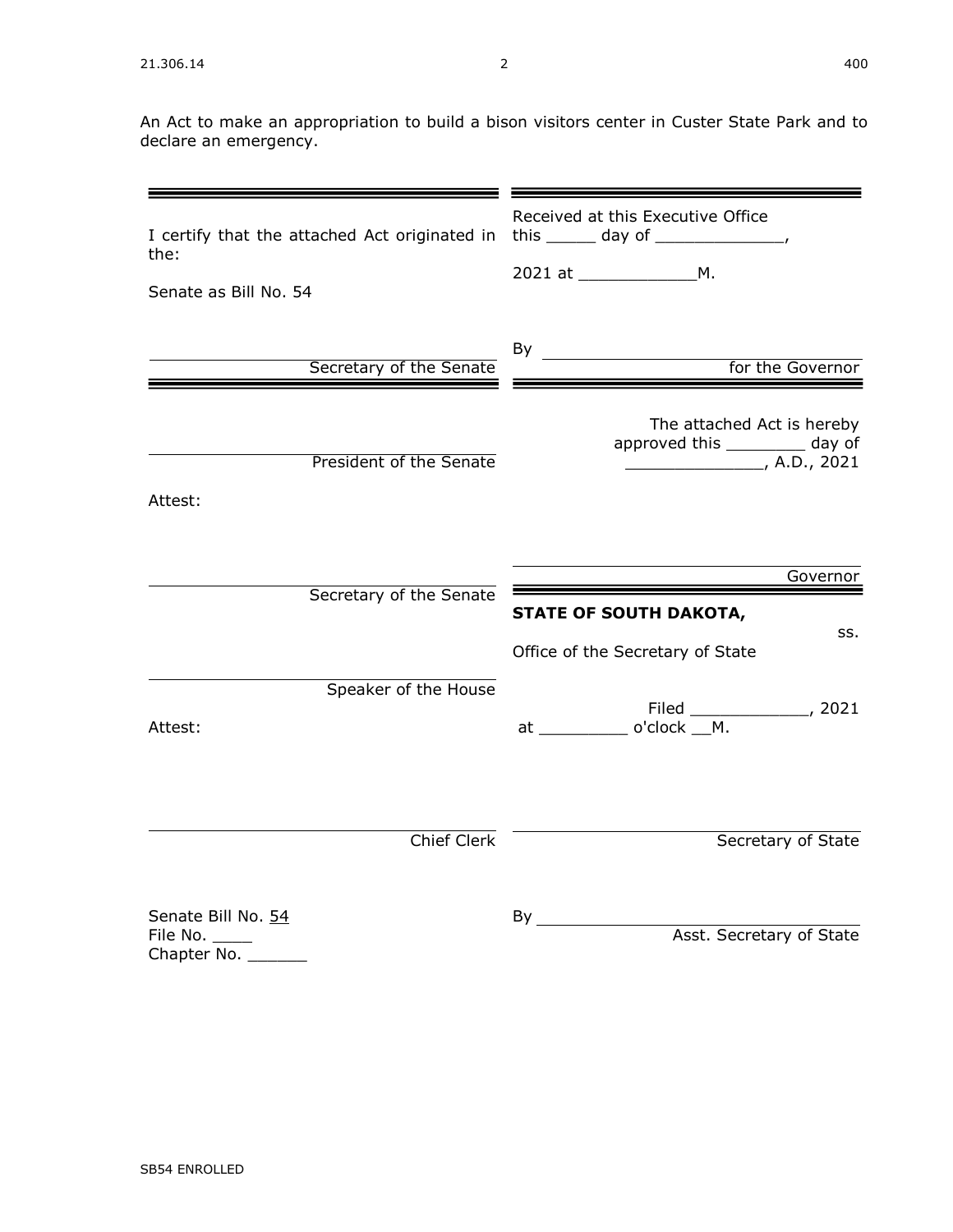An Act to make an appropriation to build a bison visitors center in Custer State Park and to declare an emergency.

I certify that the attached Act originated in the:

Senate as Bill No. 54

Secretary of the Senate

President of the Senate

Attest:

Secretary of the Senate

Speaker of the House

Attest:

Chief Clerk

Senate Bill No. 54
File No. ____
Chapter No. ______

Received at this Executive Office this _____ day of _____________,

2021 at ____________M.

By

for the Governor

The attached Act is hereby approved this ________ day of ______________, A.D., 2021

Governor

**STATE OF SOUTH DAKOTA,**

ss.

Office of the Secretary of State

Filed ____________, 2021 at _________ o'clock __M.

Secretary of State

By

Asst. Secretary of State

SB54 ENROLLED